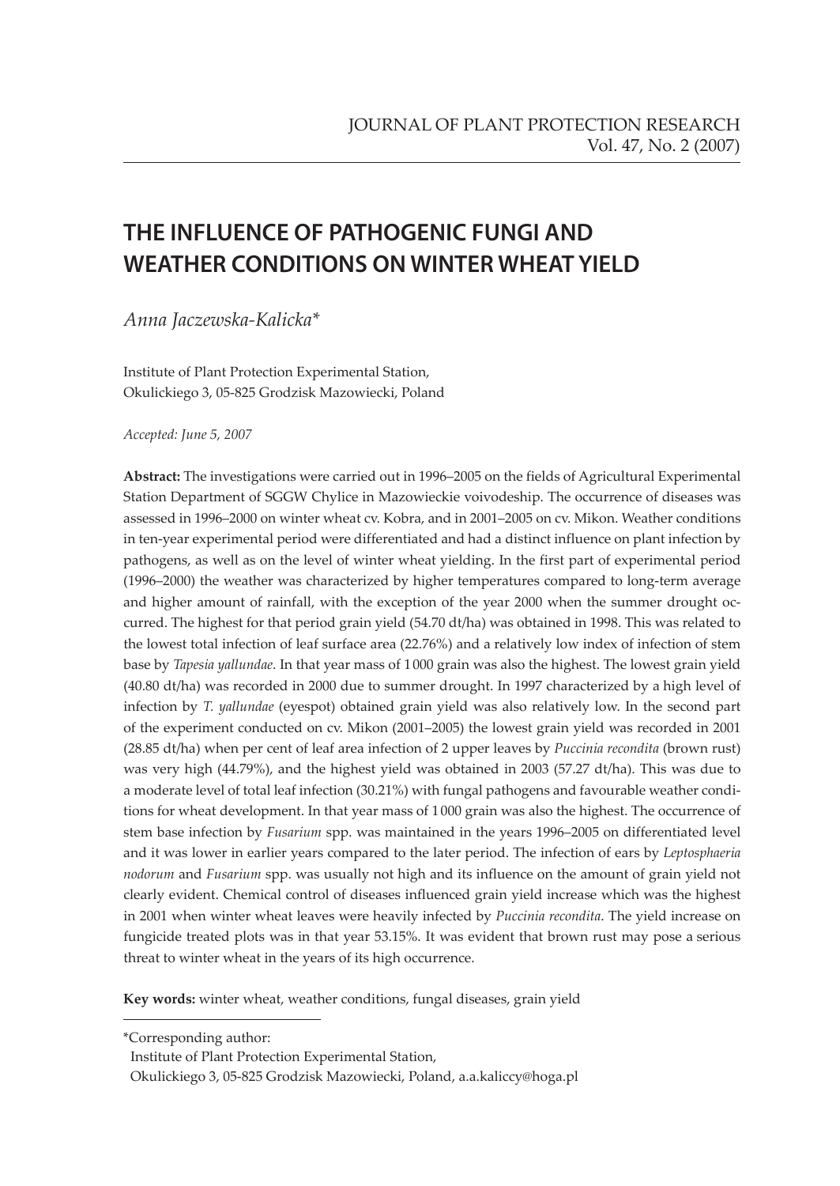# THE INFLUENCE OF PATHOGENIC FUNGI AND WEATHER CONDITIONS ON WINTER WHEAT YIELD

*Anna Jaczewska-Kalicka**

Institute of Plant Protection Experimental Station,
Okulickiego 3, 05-825 Grodzisk Mazowiecki, Poland

*Accepted: June 5, 2007*

**Abstract:** The investigations were carried out in 1996–2005 on the fields of Agricultural Experimental Station Department of SGGW Chylice in Mazowieckie voivodeship. The occurrence of diseases was assessed in 1996–2000 on winter wheat cv. Kobra, and in 2001–2005 on cv. Mikon. Weather conditions in ten-year experimental period were differentiated and had a distinct influence on plant infection by pathogens, as well as on the level of winter wheat yielding. In the first part of experimental period (1996–2000) the weather was characterized by higher temperatures compared to long-term average and higher amount of rainfall, with the exception of the year 2000 when the summer drought occurred. The highest for that period grain yield (54.70 dt/ha) was obtained in 1998. This was related to the lowest total infection of leaf surface area (22.76%) and a relatively low index of infection of stem base by *Tapesia yallundae*. In that year mass of 1 000 grain was also the highest. The lowest grain yield (40.80 dt/ha) was recorded in 2000 due to summer drought. In 1997 characterized by a high level of infection by *T. yallundae* (eyespot) obtained grain yield was also relatively low. In the second part of the experiment conducted on cv. Mikon (2001–2005) the lowest grain yield was recorded in 2001 (28.85 dt/ha) when per cent of leaf area infection of 2 upper leaves by *Puccinia recondita* (brown rust) was very high (44.79%), and the highest yield was obtained in 2003 (57.27 dt/ha). This was due to a moderate level of total leaf infection (30.21%) with fungal pathogens and favourable weather conditions for wheat development. In that year mass of 1 000 grain was also the highest. The occurrence of stem base infection by *Fusarium* spp. was maintained in the years 1996–2005 on differentiated level and it was lower in earlier years compared to the later period. The infection of ears by *Leptosphaeria nodorum* and *Fusarium* spp. was usually not high and its influence on the amount of grain yield not clearly evident. Chemical control of diseases influenced grain yield increase which was the highest in 2001 when winter wheat leaves were heavily infected by *Puccinia recondita*. The yield increase on fungicide treated plots was in that year 53.15%. It was evident that brown rust may pose a serious threat to winter wheat in the years of its high occurrence.

**Key words:** winter wheat, weather conditions, fungal diseases, grain yield

---

*Corresponding author:
Institute of Plant Protection Experimental Station,
Okulickiego 3, 05-825 Grodzisk Mazowiecki, Poland, a.a.kaliccy@hoga.pl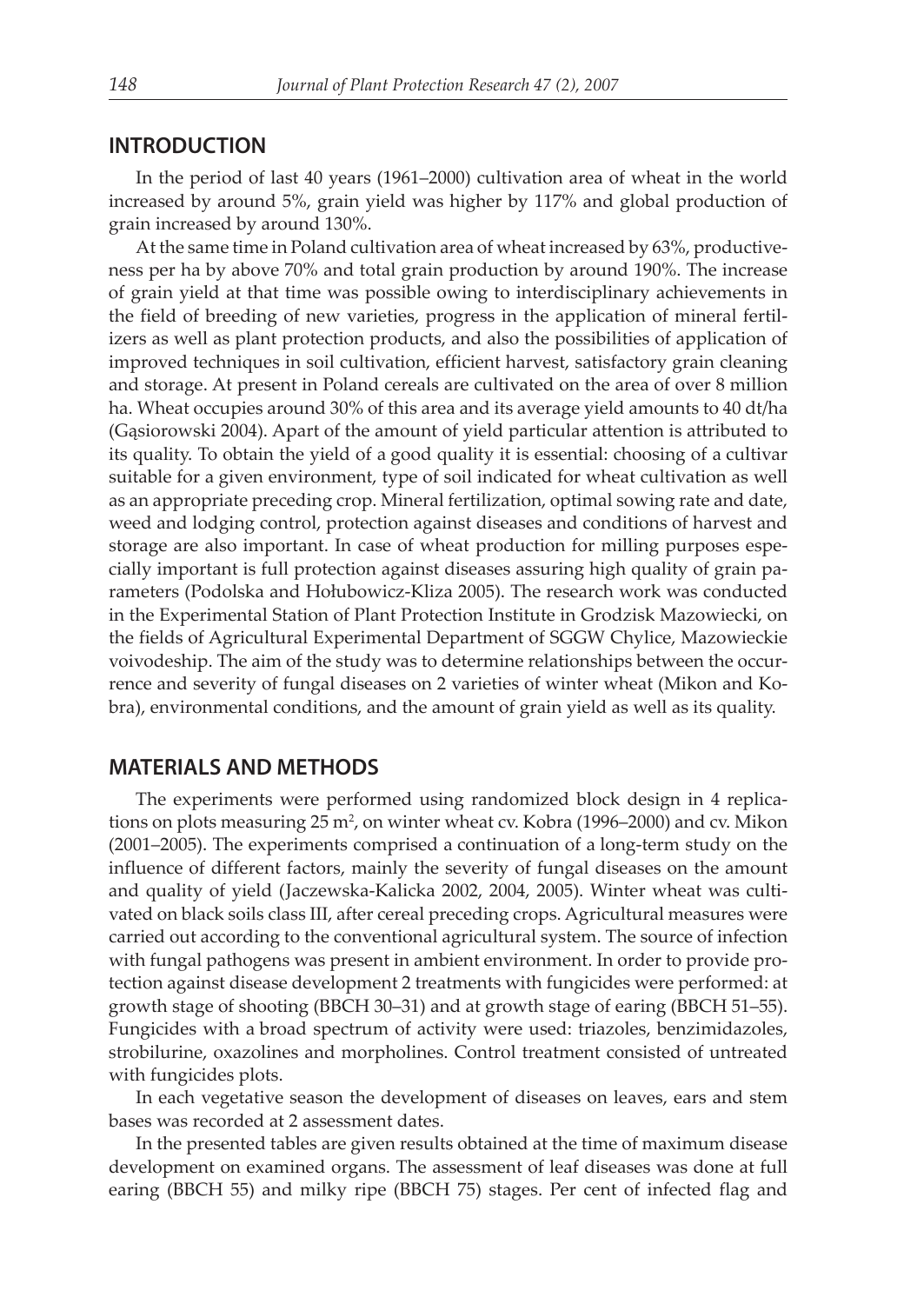## INTRODUCTION

In the period of last 40 years (1961–2000) cultivation area of wheat in the world increased by around 5%, grain yield was higher by 117% and global production of grain increased by around 130%.

At the same time in Poland cultivation area of wheat increased by 63%, productiveness per ha by above 70% and total grain production by around 190%. The increase of grain yield at that time was possible owing to interdisciplinary achievements in the field of breeding of new varieties, progress in the application of mineral fertilizers as well as plant protection products, and also the possibilities of application of improved techniques in soil cultivation, efficient harvest, satisfactory grain cleaning and storage. At present in Poland cereals are cultivated on the area of over 8 million ha. Wheat occupies around 30% of this area and its average yield amounts to 40 dt/ha (Gąsiorowski 2004). Apart of the amount of yield particular attention is attributed to its quality. To obtain the yield of a good quality it is essential: choosing of a cultivar suitable for a given environment, type of soil indicated for wheat cultivation as well as an appropriate preceding crop. Mineral fertilization, optimal sowing rate and date, weed and lodging control, protection against diseases and conditions of harvest and storage are also important. In case of wheat production for milling purposes especially important is full protection against diseases assuring high quality of grain parameters (Podolska and Hołubowicz-Kliza 2005). The research work was conducted in the Experimental Station of Plant Protection Institute in Grodzisk Mazowiecki, on the fields of Agricultural Experimental Department of SGGW Chylice, Mazowieckie voivodeship. The aim of the study was to determine relationships between the occurrence and severity of fungal diseases on 2 varieties of winter wheat (Mikon and Kobra), environmental conditions, and the amount of grain yield as well as its quality.

## MATERIALS AND METHODS

The experiments were performed using randomized block design in 4 replications on plots measuring 25 m$^2$, on winter wheat cv. Kobra (1996–2000) and cv. Mikon (2001–2005). The experiments comprised a continuation of a long-term study on the influence of different factors, mainly the severity of fungal diseases on the amount and quality of yield (Jaczewska-Kalicka 2002, 2004, 2005). Winter wheat was cultivated on black soils class III, after cereal preceding crops. Agricultural measures were carried out according to the conventional agricultural system. The source of infection with fungal pathogens was present in ambient environment. In order to provide protection against disease development 2 treatments with fungicides were performed: at growth stage of shooting (BBCH 30–31) and at growth stage of earing (BBCH 51–55). Fungicides with a broad spectrum of activity were used: triazoles, benzimidazoles, strobilurine, oxazolines and morpholines. Control treatment consisted of untreated with fungicides plots.

In each vegetative season the development of diseases on leaves, ears and stem bases was recorded at 2 assessment dates.

In the presented tables are given results obtained at the time of maximum disease development on examined organs. The assessment of leaf diseases was done at full earing (BBCH 55) and milky ripe (BBCH 75) stages. Per cent of infected flag and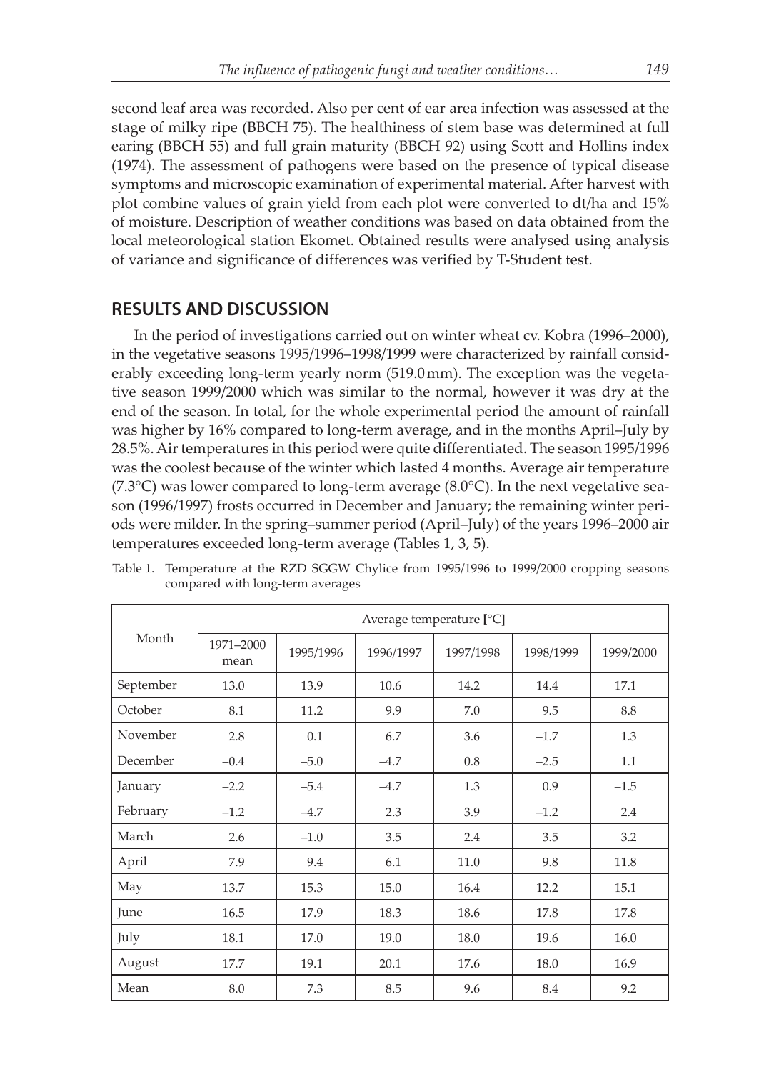second leaf area was recorded. Also per cent of ear area infection was assessed at the stage of milky ripe (BBCH 75). The healthiness of stem base was determined at full earing (BBCH 55) and full grain maturity (BBCH 92) using Scott and Hollins index (1974). The assessment of pathogens were based on the presence of typical disease symptoms and microscopic examination of experimental material. After harvest with plot combine values of grain yield from each plot were converted to dt/ha and 15% of moisture. Description of weather conditions was based on data obtained from the local meteorological station Ekomet. Obtained results were analysed using analysis of variance and significance of differences was verified by T-Student test.

## RESULTS AND DISCUSSION

In the period of investigations carried out on winter wheat cv. Kobra (1996–2000), in the vegetative seasons 1995/1996–1998/1999 were characterized by rainfall considerably exceeding long-term yearly norm (519.0 mm). The exception was the vegetative season 1999/2000 which was similar to the normal, however it was dry at the end of the season. In total, for the whole experimental period the amount of rainfall was higher by 16% compared to long-term average, and in the months April–July by 28.5%. Air temperatures in this period were quite differentiated. The season 1995/1996 was the coolest because of the winter which lasted 4 months. Average air temperature (7.3°C) was lower compared to long-term average (8.0°C). In the next vegetative season (1996/1997) frosts occurred in December and January; the remaining winter periods were milder. In the spring–summer period (April–July) of the years 1996–2000 air temperatures exceeded long-term average (Tables 1, 3, 5).

Table 1. Temperature at the RZD SGGW Chylice from 1995/1996 to 1999/2000 cropping seasons compared with long-term averages

| Month | Average temperature [°C] | | | | | |
|---|---|---|---|---|---|---|
| | 1971–2000 mean | 1995/1996 | 1996/1997 | 1997/1998 | 1998/1999 | 1999/2000 |
| September | 13.0 | 13.9 | 10.6 | 14.2 | 14.4 | 17.1 |
| October | 8.1 | 11.2 | 9.9 | 7.0 | 9.5 | 8.8 |
| November | 2.8 | 0.1 | 6.7 | 3.6 | –1.7 | 1.3 |
| December | –0.4 | –5.0 | –4.7 | 0.8 | –2.5 | 1.1 |
| January | –2.2 | –5.4 | –4.7 | 1.3 | 0.9 | –1.5 |
| February | –1.2 | –4.7 | 2.3 | 3.9 | –1.2 | 2.4 |
| March | 2.6 | –1.0 | 3.5 | 2.4 | 3.5 | 3.2 |
| April | 7.9 | 9.4 | 6.1 | 11.0 | 9.8 | 11.8 |
| May | 13.7 | 15.3 | 15.0 | 16.4 | 12.2 | 15.1 |
| June | 16.5 | 17.9 | 18.3 | 18.6 | 17.8 | 17.8 |
| July | 18.1 | 17.0 | 19.0 | 18.0 | 19.6 | 16.0 |
| August | 17.7 | 19.1 | 20.1 | 17.6 | 18.0 | 16.9 |
| Mean | 8.0 | 7.3 | 8.5 | 9.6 | 8.4 | 9.2 |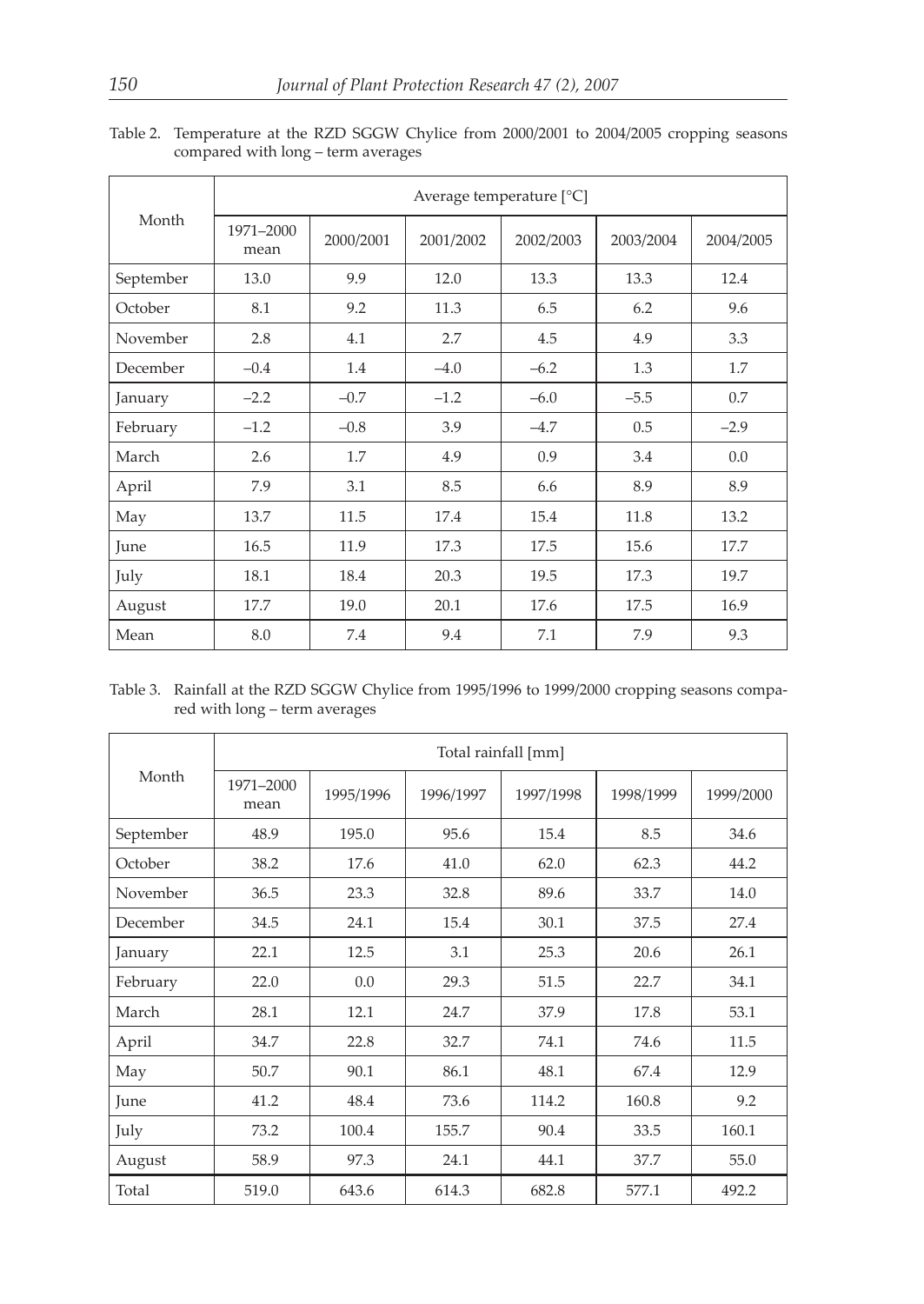Table 2. Temperature at the RZD SGGW Chylice from 2000/2001 to 2004/2005 cropping seasons compared with long – term averages

| Month | Average temperature [°C] | | | | | |
|---|---|---|---|---|---|---|
| | 1971–2000 mean | 2000/2001 | 2001/2002 | 2002/2003 | 2003/2004 | 2004/2005 |
| September | 13.0 | 9.9 | 12.0 | 13.3 | 13.3 | 12.4 |
| October | 8.1 | 9.2 | 11.3 | 6.5 | 6.2 | 9.6 |
| November | 2.8 | 4.1 | 2.7 | 4.5 | 4.9 | 3.3 |
| December | –0.4 | 1.4 | –4.0 | –6.2 | 1.3 | 1.7 |
| January | –2.2 | –0.7 | –1.2 | –6.0 | –5.5 | 0.7 |
| February | –1.2 | –0.8 | 3.9 | –4.7 | 0.5 | –2.9 |
| March | 2.6 | 1.7 | 4.9 | 0.9 | 3.4 | 0.0 |
| April | 7.9 | 3.1 | 8.5 | 6.6 | 8.9 | 8.9 |
| May | 13.7 | 11.5 | 17.4 | 15.4 | 11.8 | 13.2 |
| June | 16.5 | 11.9 | 17.3 | 17.5 | 15.6 | 17.7 |
| July | 18.1 | 18.4 | 20.3 | 19.5 | 17.3 | 19.7 |
| August | 17.7 | 19.0 | 20.1 | 17.6 | 17.5 | 16.9 |
| Mean | 8.0 | 7.4 | 9.4 | 7.1 | 7.9 | 9.3 |

Table 3. Rainfall at the RZD SGGW Chylice from 1995/1996 to 1999/2000 cropping seasons compared with long – term averages

| Month | Total rainfall [mm] | | | | | |
|---|---|---|---|---|---|---|
| | 1971–2000 mean | 1995/1996 | 1996/1997 | 1997/1998 | 1998/1999 | 1999/2000 |
| September | 48.9 | 195.0 | 95.6 | 15.4 | 8.5 | 34.6 |
| October | 38.2 | 17.6 | 41.0 | 62.0 | 62.3 | 44.2 |
| November | 36.5 | 23.3 | 32.8 | 89.6 | 33.7 | 14.0 |
| December | 34.5 | 24.1 | 15.4 | 30.1 | 37.5 | 27.4 |
| January | 22.1 | 12.5 | 3.1 | 25.3 | 20.6 | 26.1 |
| February | 22.0 | 0.0 | 29.3 | 51.5 | 22.7 | 34.1 |
| March | 28.1 | 12.1 | 24.7 | 37.9 | 17.8 | 53.1 |
| April | 34.7 | 22.8 | 32.7 | 74.1 | 74.6 | 11.5 |
| May | 50.7 | 90.1 | 86.1 | 48.1 | 67.4 | 12.9 |
| June | 41.2 | 48.4 | 73.6 | 114.2 | 160.8 | 9.2 |
| July | 73.2 | 100.4 | 155.7 | 90.4 | 33.5 | 160.1 |
| August | 58.9 | 97.3 | 24.1 | 44.1 | 37.7 | 55.0 |
| Total | 519.0 | 643.6 | 614.3 | 682.8 | 577.1 | 492.2 |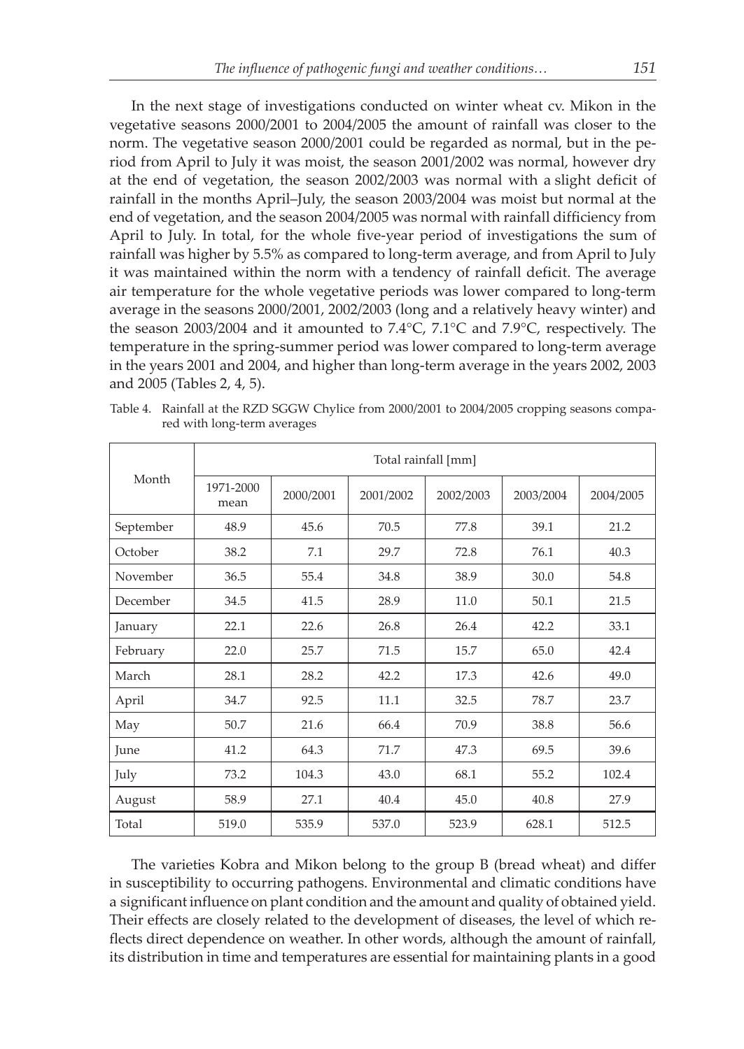In the next stage of investigations conducted on winter wheat cv. Mikon in the vegetative seasons 2000/2001 to 2004/2005 the amount of rainfall was closer to the norm. The vegetative season 2000/2001 could be regarded as normal, but in the period from April to July it was moist, the season 2001/2002 was normal, however dry at the end of vegetation, the season 2002/2003 was normal with a slight deficit of rainfall in the months April–July, the season 2003/2004 was moist but normal at the end of vegetation, and the season 2004/2005 was normal with rainfall difficiency from April to July. In total, for the whole five-year period of investigations the sum of rainfall was higher by 5.5% as compared to long-term average, and from April to July it was maintained within the norm with a tendency of rainfall deficit. The average air temperature for the whole vegetative periods was lower compared to long-term average in the seasons 2000/2001, 2002/2003 (long and a relatively heavy winter) and the season 2003/2004 and it amounted to 7.4°C, 7.1°C and 7.9°C, respectively. The temperature in the spring-summer period was lower compared to long-term average in the years 2001 and 2004, and higher than long-term average in the years 2002, 2003 and 2005 (Tables 2, 4, 5).

Table 4. Rainfall at the RZD SGGW Chylice from 2000/2001 to 2004/2005 cropping seasons compared with long-term averages

| Month | Total rainfall [mm] | | | | | |
|---|---|---|---|---|---|---|
| | 1971-2000 mean | 2000/2001 | 2001/2002 | 2002/2003 | 2003/2004 | 2004/2005 |
| September | 48.9 | 45.6 | 70.5 | 77.8 | 39.1 | 21.2 |
| October | 38.2 | 7.1 | 29.7 | 72.8 | 76.1 | 40.3 |
| November | 36.5 | 55.4 | 34.8 | 38.9 | 30.0 | 54.8 |
| December | 34.5 | 41.5 | 28.9 | 11.0 | 50.1 | 21.5 |
| January | 22.1 | 22.6 | 26.8 | 26.4 | 42.2 | 33.1 |
| February | 22.0 | 25.7 | 71.5 | 15.7 | 65.0 | 42.4 |
| March | 28.1 | 28.2 | 42.2 | 17.3 | 42.6 | 49.0 |
| April | 34.7 | 92.5 | 11.1 | 32.5 | 78.7 | 23.7 |
| May | 50.7 | 21.6 | 66.4 | 70.9 | 38.8 | 56.6 |
| June | 41.2 | 64.3 | 71.7 | 47.3 | 69.5 | 39.6 |
| July | 73.2 | 104.3 | 43.0 | 68.1 | 55.2 | 102.4 |
| August | 58.9 | 27.1 | 40.4 | 45.0 | 40.8 | 27.9 |
| Total | 519.0 | 535.9 | 537.0 | 523.9 | 628.1 | 512.5 |

The varieties Kobra and Mikon belong to the group B (bread wheat) and differ in susceptibility to occurring pathogens. Environmental and climatic conditions have a significant influence on plant condition and the amount and quality of obtained yield. Their effects are closely related to the development of diseases, the level of which reflects direct dependence on weather. In other words, although the amount of rainfall, its distribution in time and temperatures are essential for maintaining plants in a good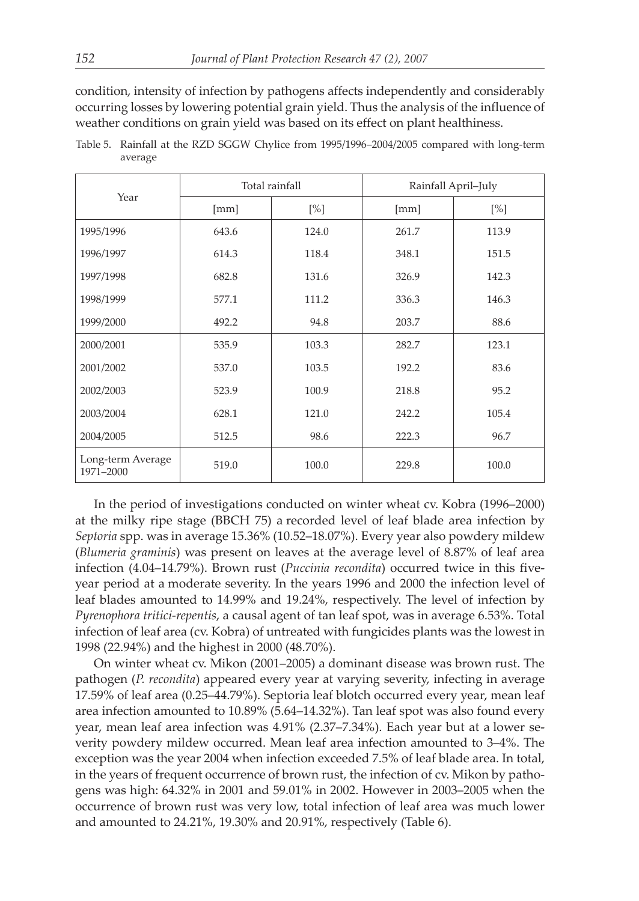condition, intensity of infection by pathogens affects independently and considerably occurring losses by lowering potential grain yield. Thus the analysis of the influence of weather conditions on grain yield was based on its effect on plant healthiness.

Table 5. Rainfall at the RZD SGGW Chylice from 1995/1996–2004/2005 compared with long-term average

| Year | Total rainfall | | Rainfall April–July | |
|---|---|---|---|---|
| | [mm] | [%] | [mm] | [%] |
| 1995/1996 | 643.6 | 124.0 | 261.7 | 113.9 |
| 1996/1997 | 614.3 | 118.4 | 348.1 | 151.5 |
| 1997/1998 | 682.8 | 131.6 | 326.9 | 142.3 |
| 1998/1999 | 577.1 | 111.2 | 336.3 | 146.3 |
| 1999/2000 | 492.2 | 94.8 | 203.7 | 88.6 |
| 2000/2001 | 535.9 | 103.3 | 282.7 | 123.1 |
| 2001/2002 | 537.0 | 103.5 | 192.2 | 83.6 |
| 2002/2003 | 523.9 | 100.9 | 218.8 | 95.2 |
| 2003/2004 | 628.1 | 121.0 | 242.2 | 105.4 |
| 2004/2005 | 512.5 | 98.6 | 222.3 | 96.7 |
| Long-term Average 1971–2000 | 519.0 | 100.0 | 229.8 | 100.0 |

In the period of investigations conducted on winter wheat cv. Kobra (1996–2000) at the milky ripe stage (BBCH 75) a recorded level of leaf blade area infection by *Septoria* spp. was in average 15.36% (10.52–18.07%). Every year also powdery mildew (*Blumeria graminis*) was present on leaves at the average level of 8.87% of leaf area infection (4.04–14.79%). Brown rust (*Puccinia recondita*) occurred twice in this five-year period at a moderate severity. In the years 1996 and 2000 the infection level of leaf blades amounted to 14.99% and 19.24%, respectively. The level of infection by *Pyrenophora tritici-repentis*, a causal agent of tan leaf spot, was in average 6.53%. Total infection of leaf area (cv. Kobra) of untreated with fungicides plants was the lowest in 1998 (22.94%) and the highest in 2000 (48.70%).

On winter wheat cv. Mikon (2001–2005) a dominant disease was brown rust. The pathogen (*P. recondita*) appeared every year at varying severity, infecting in average 17.59% of leaf area (0.25–44.79%). Septoria leaf blotch occurred every year, mean leaf area infection amounted to 10.89% (5.64–14.32%). Tan leaf spot was also found every year, mean leaf area infection was 4.91% (2.37–7.34%). Each year but at a lower severity powdery mildew occurred. Mean leaf area infection amounted to 3–4%. The exception was the year 2004 when infection exceeded 7.5% of leaf blade area. In total, in the years of frequent occurrence of brown rust, the infection of cv. Mikon by pathogens was high: 64.32% in 2001 and 59.01% in 2002. However in 2003–2005 when the occurrence of brown rust was very low, total infection of leaf area was much lower and amounted to 24.21%, 19.30% and 20.91%, respectively (Table 6).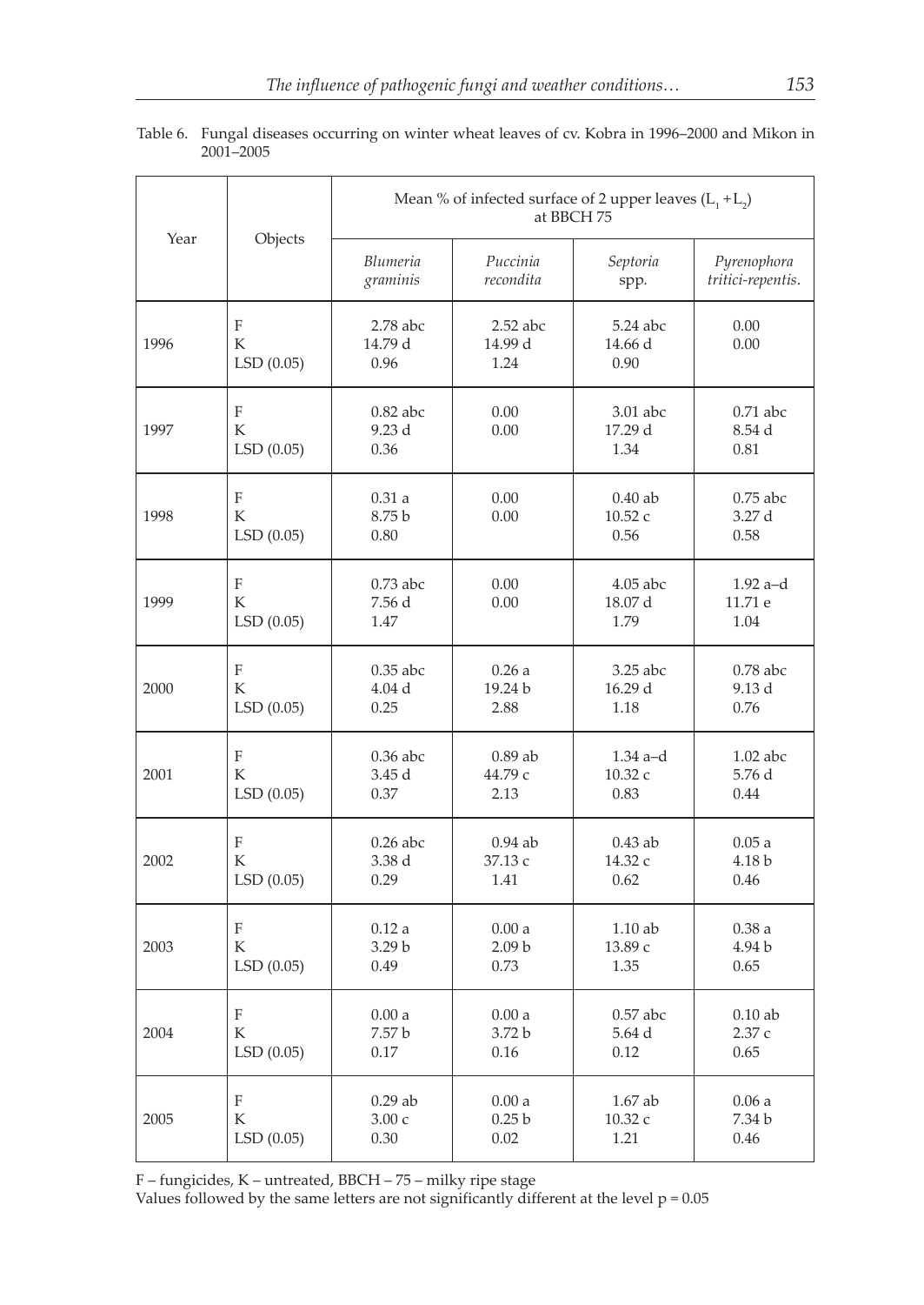Table 6. Fungal diseases occurring on winter wheat leaves of cv. Kobra in 1996–2000 and Mikon in 2001–2005

| Year | Objects | Mean % of infected surface of 2 upper leaves ($L_1$ + $L_2$) at BBCH 75 | | | |
|---|---|---|---|---|---|
| | | *Blumeria graminis* | *Puccinia recondita* | *Septoria* spp. | *Pyrenophora tritici-repentis*. |
| 1996 | F<br>K<br>LSD (0.05) | 2.78 abc<br>14.79 d<br>0.96 | 2.52 abc<br>14.99 d<br>1.24 | 5.24 abc<br>14.66 d<br>0.90 | 0.00<br>0.00 |
| 1997 | F<br>K<br>LSD (0.05) | 0.82 abc<br>9.23 d<br>0.36 | 0.00<br>0.00 | 3.01 abc<br>17.29 d<br>1.34 | 0.71 abc<br>8.54 d<br>0.81 |
| 1998 | F<br>K<br>LSD (0.05) | 0.31 a<br>8.75 b<br>0.80 | 0.00<br>0.00 | 0.40 ab<br>10.52 c<br>0.56 | 0.75 abc<br>3.27 d<br>0.58 |
| 1999 | F<br>K<br>LSD (0.05) | 0.73 abc<br>7.56 d<br>1.47 | 0.00<br>0.00 | 4.05 abc<br>18.07 d<br>1.79 | 1.92 a–d<br>11.71 e<br>1.04 |
| 2000 | F<br>K<br>LSD (0.05) | 0.35 abc<br>4.04 d<br>0.25 | 0.26 a<br>19.24 b<br>2.88 | 3.25 abc<br>16.29 d<br>1.18 | 0.78 abc<br>9.13 d<br>0.76 |
| 2001 | F<br>K<br>LSD (0.05) | 0.36 abc<br>3.45 d<br>0.37 | 0.89 ab<br>44.79 c<br>2.13 | 1.34 a–d<br>10.32 c<br>0.83 | 1.02 abc<br>5.76 d<br>0.44 |
| 2002 | F<br>K<br>LSD (0.05) | 0.26 abc<br>3.38 d<br>0.29 | 0.94 ab<br>37.13 c<br>1.41 | 0.43 ab<br>14.32 c<br>0.62 | 0.05 a<br>4.18 b<br>0.46 |
| 2003 | F<br>K<br>LSD (0.05) | 0.12 a<br>3.29 b<br>0.49 | 0.00 a<br>2.09 b<br>0.73 | 1.10 ab<br>13.89 c<br>1.35 | 0.38 a<br>4.94 b<br>0.65 |
| 2004 | F<br>K<br>LSD (0.05) | 0.00 a<br>7.57 b<br>0.17 | 0.00 a<br>3.72 b<br>0.16 | 0.57 abc<br>5.64 d<br>0.12 | 0.10 ab<br>2.37 c<br>0.65 |
| 2005 | F<br>K<br>LSD (0.05) | 0.29 ab<br>3.00 c<br>0.30 | 0.00 a<br>0.25 b<br>0.02 | 1.67 ab<br>10.32 c<br>1.21 | 0.06 a<br>7.34 b<br>0.46 |

F – fungicides, K – untreated, BBCH – 75 – milky ripe stage
Values followed by the same letters are not significantly different at the level p = 0.05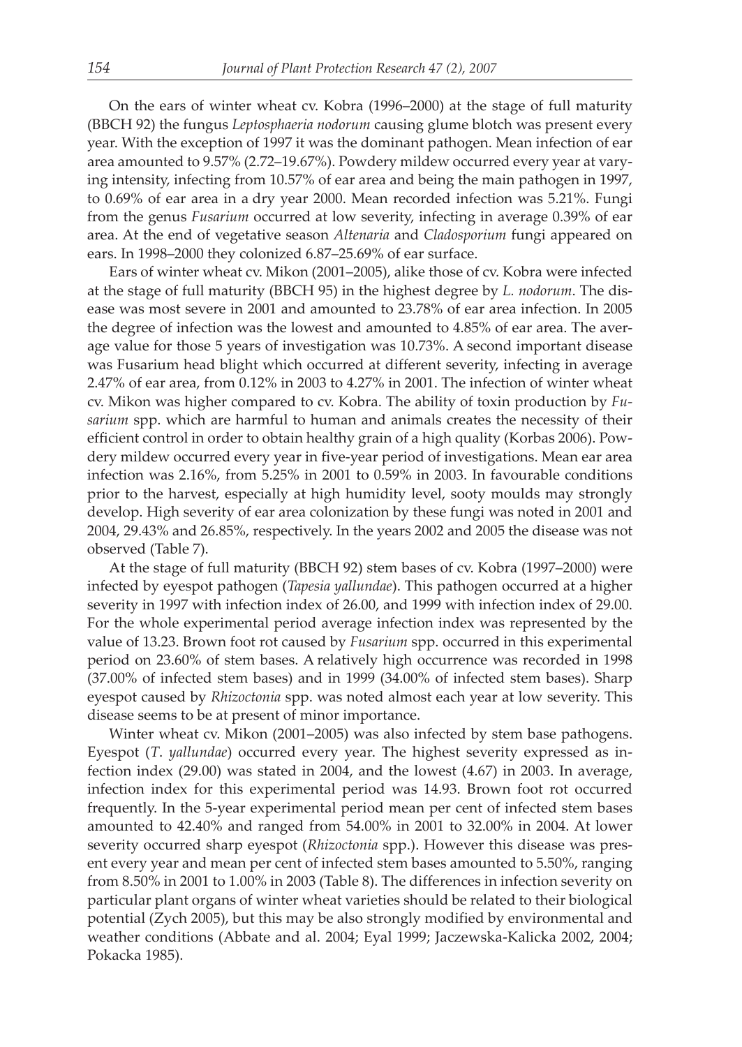On the ears of winter wheat cv. Kobra (1996–2000) at the stage of full maturity (BBCH 92) the fungus *Leptosphaeria nodorum* causing glume blotch was present every year. With the exception of 1997 it was the dominant pathogen. Mean infection of ear area amounted to 9.57% (2.72–19.67%). Powdery mildew occurred every year at varying intensity, infecting from 10.57% of ear area and being the main pathogen in 1997, to 0.69% of ear area in a dry year 2000. Mean recorded infection was 5.21%. Fungi from the genus *Fusarium* occurred at low severity, infecting in average 0.39% of ear area. At the end of vegetative season *Altenaria* and *Cladosporium* fungi appeared on ears. In 1998–2000 they colonized 6.87–25.69% of ear surface.

Ears of winter wheat cv. Mikon (2001–2005), alike those of cv. Kobra were infected at the stage of full maturity (BBCH 95) in the highest degree by *L. nodorum*. The disease was most severe in 2001 and amounted to 23.78% of ear area infection. In 2005 the degree of infection was the lowest and amounted to 4.85% of ear area. The average value for those 5 years of investigation was 10.73%. A second important disease was Fusarium head blight which occurred at different severity, infecting in average 2.47% of ear area, from 0.12% in 2003 to 4.27% in 2001. The infection of winter wheat cv. Mikon was higher compared to cv. Kobra. The ability of toxin production by *Fusarium* spp. which are harmful to human and animals creates the necessity of their efficient control in order to obtain healthy grain of a high quality (Korbas 2006). Powdery mildew occurred every year in five-year period of investigations. Mean ear area infection was 2.16%, from 5.25% in 2001 to 0.59% in 2003. In favourable conditions prior to the harvest, especially at high humidity level, sooty moulds may strongly develop. High severity of ear area colonization by these fungi was noted in 2001 and 2004, 29.43% and 26.85%, respectively. In the years 2002 and 2005 the disease was not observed (Table 7).

At the stage of full maturity (BBCH 92) stem bases of cv. Kobra (1997–2000) were infected by eyespot pathogen (*Tapesia yallundae*). This pathogen occurred at a higher severity in 1997 with infection index of 26.00, and 1999 with infection index of 29.00. For the whole experimental period average infection index was represented by the value of 13.23. Brown foot rot caused by *Fusarium* spp. occurred in this experimental period on 23.60% of stem bases. A relatively high occurrence was recorded in 1998 (37.00% of infected stem bases) and in 1999 (34.00% of infected stem bases). Sharp eyespot caused by *Rhizoctonia* spp. was noted almost each year at low severity. This disease seems to be at present of minor importance.

Winter wheat cv. Mikon (2001–2005) was also infected by stem base pathogens. Eyespot (*T. yallundae*) occurred every year. The highest severity expressed as infection index (29.00) was stated in 2004, and the lowest (4.67) in 2003. In average, infection index for this experimental period was 14.93. Brown foot rot occurred frequently. In the 5-year experimental period mean per cent of infected stem bases amounted to 42.40% and ranged from 54.00% in 2001 to 32.00% in 2004. At lower severity occurred sharp eyespot (*Rhizoctonia* spp.). However this disease was present every year and mean per cent of infected stem bases amounted to 5.50%, ranging from 8.50% in 2001 to 1.00% in 2003 (Table 8). The differences in infection severity on particular plant organs of winter wheat varieties should be related to their biological potential (Zych 2005), but this may be also strongly modified by environmental and weather conditions (Abbate and al. 2004; Eyal 1999; Jaczewska-Kalicka 2002, 2004; Pokacka 1985).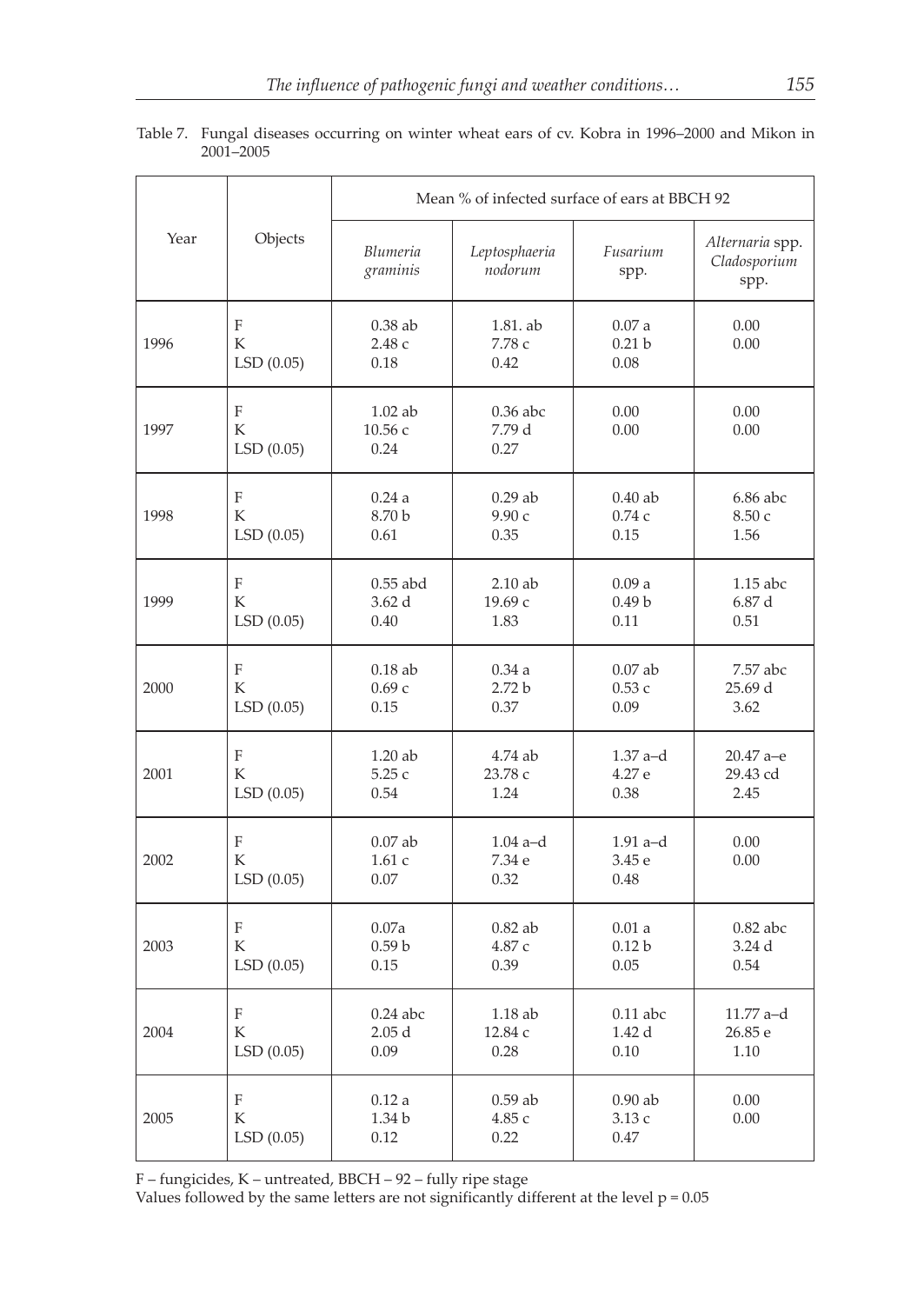Table 7. Fungal diseases occurring on winter wheat ears of cv. Kobra in 1996–2000 and Mikon in 2001–2005

| Year | Objects | Mean % of infected surface of ears at BBCH 92 | | | |
|---|---|---|---|---|---|
| | | *Blumeria graminis* | *Leptosphaeria nodorum* | *Fusarium* spp. | *Alternaria* spp. *Cladosporium* spp. |
| 1996 | F<br>K<br>LSD (0.05) | 0.38 ab<br>2.48 c<br>0.18 | 1.81. ab<br>7.78 c<br>0.42 | 0.07 a<br>0.21 b<br>0.08 | 0.00<br>0.00 |
| 1997 | F<br>K<br>LSD (0.05) | 1.02 ab<br>10.56 c<br>0.24 | 0.36 abc<br>7.79 d<br>0.27 | 0.00<br>0.00 | 0.00<br>0.00 |
| 1998 | F<br>K<br>LSD (0.05) | 0.24 a<br>8.70 b<br>0.61 | 0.29 ab<br>9.90 c<br>0.35 | 0.40 ab<br>0.74 c<br>0.15 | 6.86 abc<br>8.50 c<br>1.56 |
| 1999 | F<br>K<br>LSD (0.05) | 0.55 abd<br>3.62 d<br>0.40 | 2.10 ab<br>19.69 c<br>1.83 | 0.09 a<br>0.49 b<br>0.11 | 1.15 abc<br>6.87 d<br>0.51 |
| 2000 | F<br>K<br>LSD (0.05) | 0.18 ab<br>0.69 c<br>0.15 | 0.34 a<br>2.72 b<br>0.37 | 0.07 ab<br>0.53 c<br>0.09 | 7.57 abc<br>25.69 d<br>3.62 |
| 2001 | F<br>K<br>LSD (0.05) | 1.20 ab<br>5.25 c<br>0.54 | 4.74 ab<br>23.78 c<br>1.24 | 1.37 a–d<br>4.27 e<br>0.38 | 20.47 a–e<br>29.43 cd<br>2.45 |
| 2002 | F<br>K<br>LSD (0.05) | 0.07 ab<br>1.61 c<br>0.07 | 1.04 a–d<br>7.34 e<br>0.32 | 1.91 a–d<br>3.45 e<br>0.48 | 0.00<br>0.00 |
| 2003 | F<br>K<br>LSD (0.05) | 0.07a<br>0.59 b<br>0.15 | 0.82 ab<br>4.87 c<br>0.39 | 0.01 a<br>0.12 b<br>0.05 | 0.82 abc<br>3.24 d<br>0.54 |
| 2004 | F<br>K<br>LSD (0.05) | 0.24 abc<br>2.05 d<br>0.09 | 1.18 ab<br>12.84 c<br>0.28 | 0.11 abc<br>1.42 d<br>0.10 | 11.77 a–d<br>26.85 e<br>1.10 |
| 2005 | F<br>K<br>LSD (0.05) | 0.12 a<br>1.34 b<br>0.12 | 0.59 ab<br>4.85 c<br>0.22 | 0.90 ab<br>3.13 c<br>0.47 | 0.00<br>0.00 |

F – fungicides, K – untreated, BBCH – 92 – fully ripe stage
Values followed by the same letters are not significantly different at the level $p = 0.05$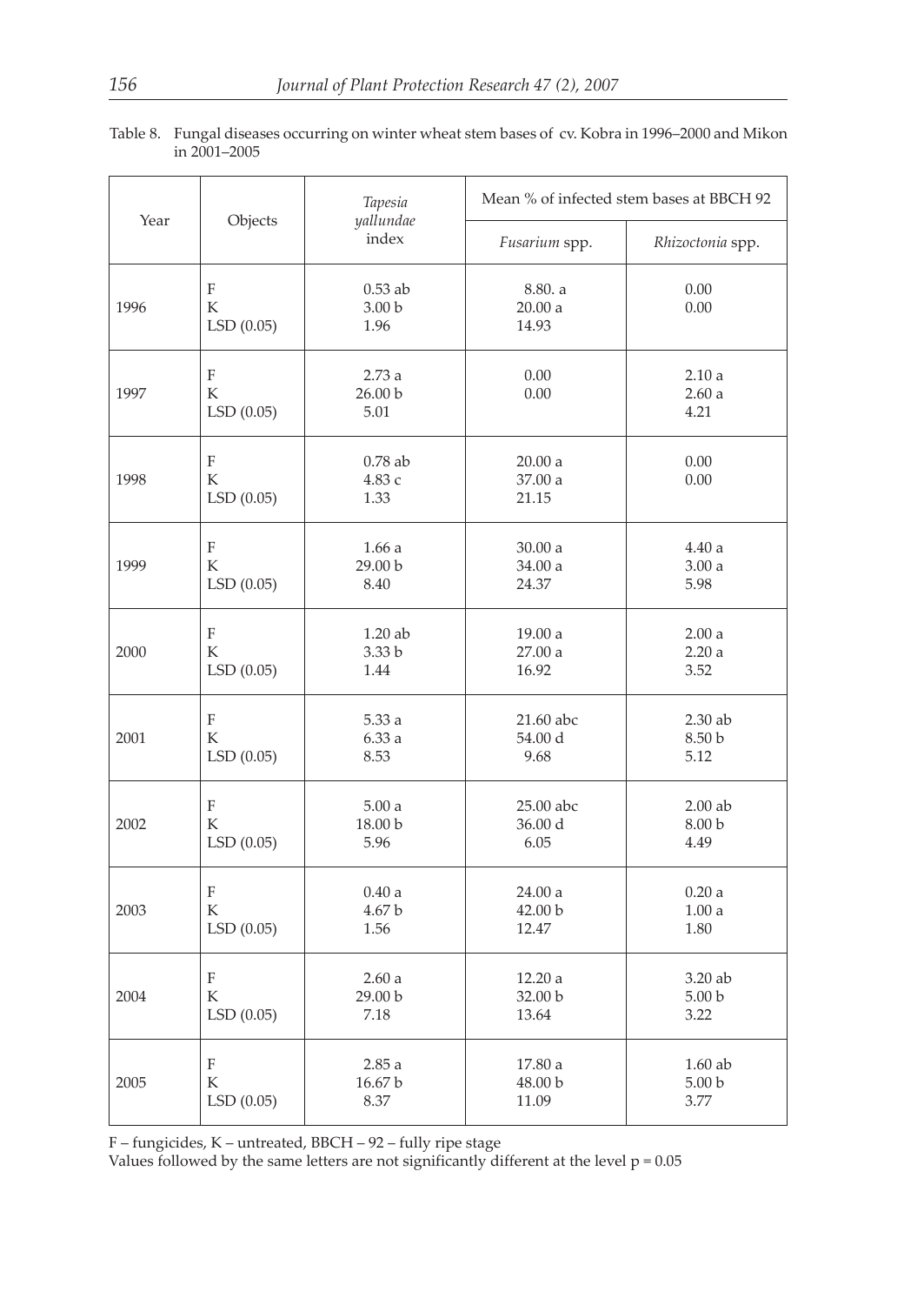Table 8. Fungal diseases occurring on winter wheat stem bases of cv. Kobra in 1996–2000 and Mikon in 2001–2005

| Year | Objects | *Tapesia yallundae* index | Mean % of infected stem bases at BBCH 92 | |
|---|---|---|---|---|
| | | | *Fusarium* spp. | *Rhizoctonia* spp. |
| 1996 | F | 0.53 ab | 8.80. a | 0.00 |
| | K | 3.00 b | 20.00 a | 0.00 |
| | LSD (0.05) | 1.96 | 14.93 | |
| 1997 | F | 2.73 a | 0.00 | 2.10 a |
| | K | 26.00 b | 0.00 | 2.60 a |
| | LSD (0.05) | 5.01 | | 4.21 |
| 1998 | F | 0.78 ab | 20.00 a | 0.00 |
| | K | 4.83 c | 37.00 a | 0.00 |
| | LSD (0.05) | 1.33 | 21.15 | |
| 1999 | F | 1.66 a | 30.00 a | 4.40 a |
| | K | 29.00 b | 34.00 a | 3.00 a |
| | LSD (0.05) | 8.40 | 24.37 | 5.98 |
| 2000 | F | 1.20 ab | 19.00 a | 2.00 a |
| | K | 3.33 b | 27.00 a | 2.20 a |
| | LSD (0.05) | 1.44 | 16.92 | 3.52 |
| 2001 | F | 5.33 a | 21.60 abc | 2.30 ab |
| | K | 6.33 a | 54.00 d | 8.50 b |
| | LSD (0.05) | 8.53 | 9.68 | 5.12 |
| 2002 | F | 5.00 a | 25.00 abc | 2.00 ab |
| | K | 18.00 b | 36.00 d | 8.00 b |
| | LSD (0.05) | 5.96 | 6.05 | 4.49 |
| 2003 | F | 0.40 a | 24.00 a | 0.20 a |
| | K | 4.67 b | 42.00 b | 1.00 a |
| | LSD (0.05) | 1.56 | 12.47 | 1.80 |
| 2004 | F | 2.60 a | 12.20 a | 3.20 ab |
| | K | 29.00 b | 32.00 b | 5.00 b |
| | LSD (0.05) | 7.18 | 13.64 | 3.22 |
| 2005 | F | 2.85 a | 17.80 a | 1.60 ab |
| | K | 16.67 b | 48.00 b | 5.00 b |
| | LSD (0.05) | 8.37 | 11.09 | 3.77 |

F – fungicides, K – untreated, BBCH – 92 – fully ripe stage
Values followed by the same letters are not significantly different at the level p = 0.05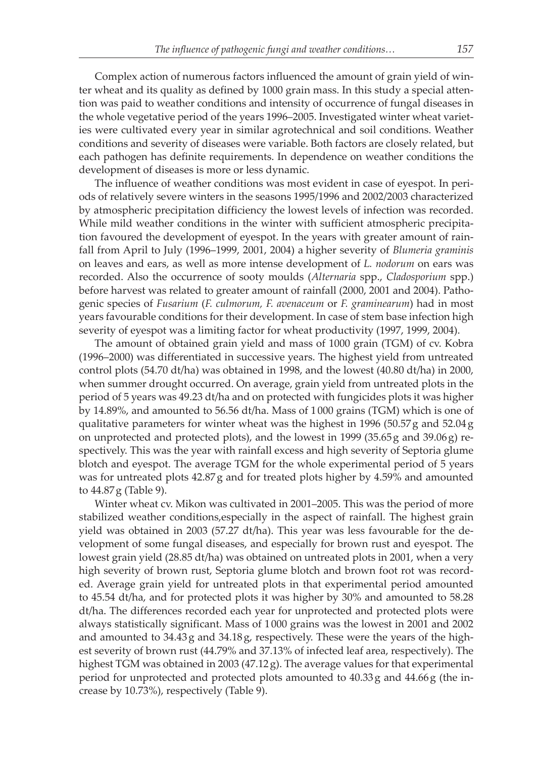Complex action of numerous factors influenced the amount of grain yield of winter wheat and its quality as defined by 1000 grain mass. In this study a special attention was paid to weather conditions and intensity of occurrence of fungal diseases in the whole vegetative period of the years 1996–2005. Investigated winter wheat varieties were cultivated every year in similar agrotechnical and soil conditions. Weather conditions and severity of diseases were variable. Both factors are closely related, but each pathogen has definite requirements. In dependence on weather conditions the development of diseases is more or less dynamic.

The influence of weather conditions was most evident in case of eyespot. In periods of relatively severe winters in the seasons 1995/1996 and 2002/2003 characterized by atmospheric precipitation difficiency the lowest levels of infection was recorded. While mild weather conditions in the winter with sufficient atmospheric precipitation favoured the development of eyespot. In the years with greater amount of rainfall from April to July (1996–1999, 2001, 2004) a higher severity of *Blumeria graminis* on leaves and ears, as well as more intense development of *L. nodorum* on ears was recorded. Also the occurrence of sooty moulds (*Alternaria* spp., *Cladosporium* spp.) before harvest was related to greater amount of rainfall (2000, 2001 and 2004). Pathogenic species of *Fusarium* (*F. culmorum, F. avenaceum* or *F. graminearum*) had in most years favourable conditions for their development. In case of stem base infection high severity of eyespot was a limiting factor for wheat productivity (1997, 1999, 2004).

The amount of obtained grain yield and mass of 1000 grain (TGM) of cv. Kobra (1996–2000) was differentiated in successive years. The highest yield from untreated control plots (54.70 dt/ha) was obtained in 1998, and the lowest (40.80 dt/ha) in 2000, when summer drought occurred. On average, grain yield from untreated plots in the period of 5 years was 49.23 dt/ha and on protected with fungicides plots it was higher by 14.89%, and amounted to 56.56 dt/ha. Mass of 1000 grains (TGM) which is one of qualitative parameters for winter wheat was the highest in 1996 (50.57 g and 52.04 g on unprotected and protected plots), and the lowest in 1999 (35.65 g and 39.06 g) respectively. This was the year with rainfall excess and high severity of Septoria glume blotch and eyespot. The average TGM for the whole experimental period of 5 years was for untreated plots 42.87 g and for treated plots higher by 4.59% and amounted to 44.87 g (Table 9).

Winter wheat cv. Mikon was cultivated in 2001–2005. This was the period of more stabilized weather conditions,especially in the aspect of rainfall. The highest grain yield was obtained in 2003 (57.27 dt/ha). This year was less favourable for the development of some fungal diseases, and especially for brown rust and eyespot. The lowest grain yield (28.85 dt/ha) was obtained on untreated plots in 2001, when a very high severity of brown rust, Septoria glume blotch and brown foot rot was recorded. Average grain yield for untreated plots in that experimental period amounted to 45.54 dt/ha, and for protected plots it was higher by 30% and amounted to 58.28 dt/ha. The differences recorded each year for unprotected and protected plots were always statistically significant. Mass of 1000 grains was the lowest in 2001 and 2002 and amounted to 34.43 g and 34.18 g, respectively. These were the years of the highest severity of brown rust (44.79% and 37.13% of infected leaf area, respectively). The highest TGM was obtained in 2003 (47.12 g). The average values for that experimental period for unprotected and protected plots amounted to 40.33 g and 44.66 g (the increase by 10.73%), respectively (Table 9).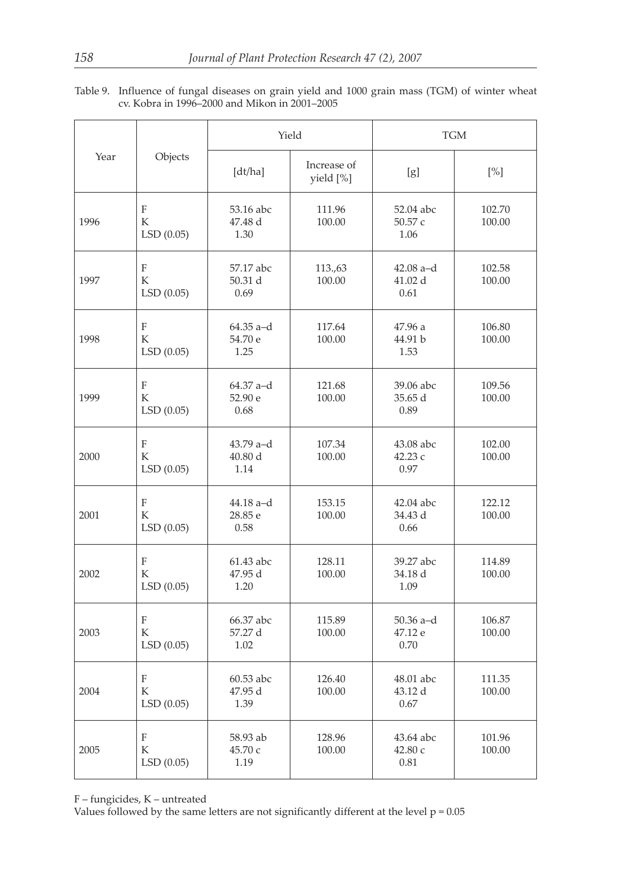Table 9. Influence of fungal diseases on grain yield and 1000 grain mass (TGM) of winter wheat cv. Kobra in 1996–2000 and Mikon in 2001–2005

| Year | Objects | Yield | | TGM | |
|---|---|---|---|---|---|
| | | [dt/ha] | Increase of yield [%] | [g] | [%] |
| 1996 | F<br>K<br>LSD (0.05) | 53.16 abc<br>47.48 d<br>1.30 | 111.96<br>100.00 | 52.04 abc<br>50.57 c<br>1.06 | 102.70<br>100.00 |
| 1997 | F<br>K<br>LSD (0.05) | 57.17 abc<br>50.31 d<br>0.69 | 113.,63<br>100.00 | 42.08 a–d<br>41.02 d<br>0.61 | 102.58<br>100.00 |
| 1998 | F<br>K<br>LSD (0.05) | 64.35 a–d<br>54.70 e<br>1.25 | 117.64<br>100.00 | 47.96 a<br>44.91 b<br>1.53 | 106.80<br>100.00 |
| 1999 | F<br>K<br>LSD (0.05) | 64.37 a–d<br>52.90 e<br>0.68 | 121.68<br>100.00 | 39.06 abc<br>35.65 d<br>0.89 | 109.56<br>100.00 |
| 2000 | F<br>K<br>LSD (0.05) | 43.79 a–d<br>40.80 d<br>1.14 | 107.34<br>100.00 | 43.08 abc<br>42.23 c<br>0.97 | 102.00<br>100.00 |
| 2001 | F<br>K<br>LSD (0.05) | 44.18 a–d<br>28.85 e<br>0.58 | 153.15<br>100.00 | 42.04 abc<br>34.43 d<br>0.66 | 122.12<br>100.00 |
| 2002 | F<br>K<br>LSD (0.05) | 61.43 abc<br>47.95 d<br>1.20 | 128.11<br>100.00 | 39.27 abc<br>34.18 d<br>1.09 | 114.89<br>100.00 |
| 2003 | F<br>K<br>LSD (0.05) | 66.37 abc<br>57.27 d<br>1.02 | 115.89<br>100.00 | 50.36 a–d<br>47.12 e<br>0.70 | 106.87<br>100.00 |
| 2004 | F<br>K<br>LSD (0.05) | 60.53 abc<br>47.95 d<br>1.39 | 126.40<br>100.00 | 48.01 abc<br>43.12 d<br>0.67 | 111.35<br>100.00 |
| 2005 | F<br>K<br>LSD (0.05) | 58.93 ab<br>45.70 c<br>1.19 | 128.96<br>100.00 | 43.64 abc<br>42.80 c<br>0.81 | 101.96<br>100.00 |

F – fungicides, K – untreated
Values followed by the same letters are not significantly different at the level p = 0.05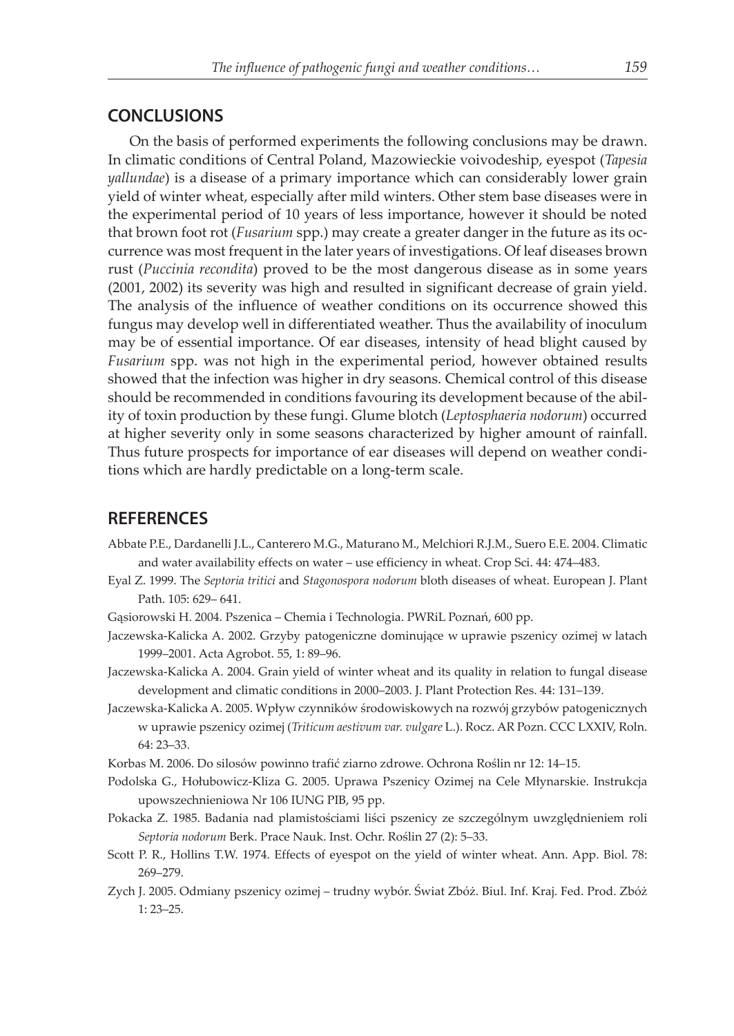## CONCLUSIONS

On the basis of performed experiments the following conclusions may be drawn. In climatic conditions of Central Poland, Mazowieckie voivodeship, eyespot (*Tapesia yallundae*) is a disease of a primary importance which can considerably lower grain yield of winter wheat, especially after mild winters. Other stem base diseases were in the experimental period of 10 years of less importance, however it should be noted that brown foot rot (*Fusarium* spp.) may create a greater danger in the future as its occurrence was most frequent in the later years of investigations. Of leaf diseases brown rust (*Puccinia recondita*) proved to be the most dangerous disease as in some years (2001, 2002) its severity was high and resulted in significant decrease of grain yield. The analysis of the influence of weather conditions on its occurrence showed this fungus may develop well in differentiated weather. Thus the availability of inoculum may be of essential importance. Of ear diseases, intensity of head blight caused by *Fusarium* spp. was not high in the experimental period, however obtained results showed that the infection was higher in dry seasons. Chemical control of this disease should be recommended in conditions favouring its development because of the ability of toxin production by these fungi. Glume blotch (*Leptosphaeria nodorum*) occurred at higher severity only in some seasons characterized by higher amount of rainfall. Thus future prospects for importance of ear diseases will depend on weather conditions which are hardly predictable on a long-term scale.

## REFERENCES

Abbate P.E., Dardanelli J.L., Canterero M.G., Maturano M., Melchiori R.J.M., Suero E.E. 2004. Climatic and water availability effects on water – use efficiency in wheat. Crop Sci. 44: 474–483.

Eyal Z. 1999. The *Septoria tritici* and *Stagonospora nodorum* bloth diseases of wheat. European J. Plant Path. 105: 629– 641.

Gąsiorowski H. 2004. Pszenica – Chemia i Technologia. PWRiL Poznań, 600 pp.

Jaczewska-Kalicka A. 2002. Grzyby patogeniczne dominujące w uprawie pszenicy ozimej w latach 1999–2001. Acta Agrobot. 55, 1: 89–96.

Jaczewska-Kalicka A. 2004. Grain yield of winter wheat and its quality in relation to fungal disease development and climatic conditions in 2000–2003. J. Plant Protection Res. 44: 131–139.

Jaczewska-Kalicka A. 2005. Wpływ czynników środowiskowych na rozwój grzybów patogenicznych w uprawie pszenicy ozimej (*Triticum aestivum var. vulgare* L.). Rocz. AR Pozn. CCC LXXIV, Roln. 64: 23–33.

Korbas M. 2006. Do silosów powinno trafić ziarno zdrowe. Ochrona Roślin nr 12: 14–15.

Podolska G., Hołubowicz-Kliza G. 2005. Uprawa Pszenicy Ozimej na Cele Młynarskie. Instrukcja upowszechnieniowa Nr 106 IUNG PIB, 95 pp.

Pokacka Z. 1985. Badania nad plamistościami liści pszenicy ze szczególnym uwzględnieniem roli *Septoria nodorum* Berk. Prace Nauk. Inst. Ochr. Roślin 27 (2): 5–33.

Scott P. R., Hollins T.W. 1974. Effects of eyespot on the yield of winter wheat. Ann. App. Biol. 78: 269–279.

Zych J. 2005. Odmiany pszenicy ozimej – trudny wybór. Świat Zbóż. Biul. Inf. Kraj. Fed. Prod. Zbóż 1: 23–25.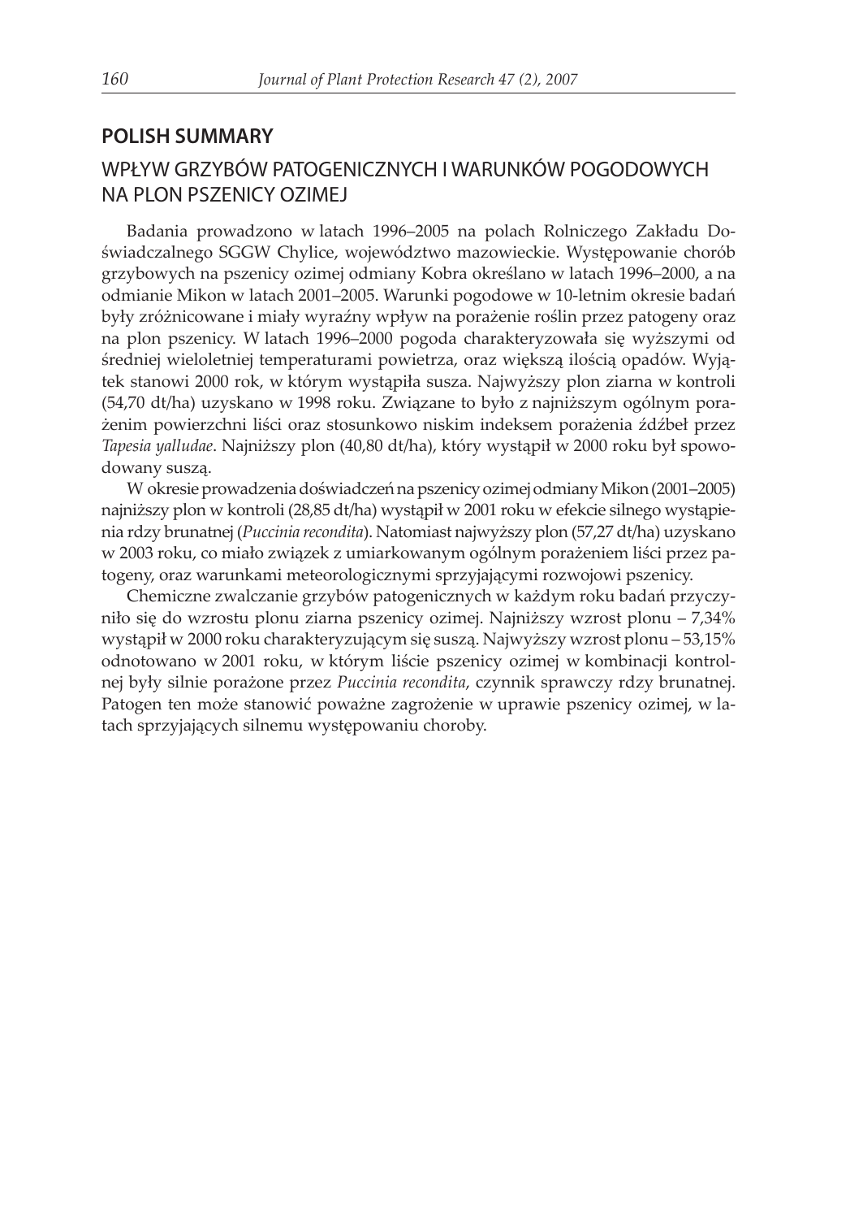## POLISH SUMMARY

### WPŁYW GRZYBÓW PATOGENICZNYCH I WARUNKÓW POGODOWYCH NA PLON PSZENICY OZIMEJ

Badania prowadzono w latach 1996–2005 na polach Rolniczego Zakładu Doświadczalnego SGGW Chylice, województwo mazowieckie. Występowanie chorób grzybowych na pszenicy ozimej odmiany Kobra określano w latach 1996–2000, a na odmianie Mikon w latach 2001–2005. Warunki pogodowe w 10-letnim okresie badań były zróżnicowane i miały wyraźny wpływ na porażenie roślin przez patogeny oraz na plon pszenicy. W latach 1996–2000 pogoda charakteryzowała się wyższymi od średniej wieloletniej temperaturami powietrza, oraz większą ilością opadów. Wyjątek stanowi 2000 rok, w którym wystąpiła susza. Najwyższy plon ziarna w kontroli (54,70 dt/ha) uzyskano w 1998 roku. Związane to było z najniższym ogólnym porażeniem powierzchni liści oraz stosunkowo niskim indeksem porażenia źdźbeł przez *Tapesia yalludae*. Najniższy plon (40,80 dt/ha), który wystąpił w 2000 roku był spowodowany suszą.

W okresie prowadzenia doświadczeń na pszenicy ozimej odmiany Mikon (2001–2005) najniższy plon w kontroli (28,85 dt/ha) wystąpił w 2001 roku w efekcie silnego wystąpienia rdzy brunatnej (*Puccinia recondita*). Natomiast najwyższy plon (57,27 dt/ha) uzyskano w 2003 roku, co miało związek z umiarkowanym ogólnym porażeniem liści przez patogeny, oraz warunkami meteorologicznymi sprzyjającymi rozwojowi pszenicy.

Chemiczne zwalczanie grzybów patogenicznych w każdym roku badań przyczyniło się do wzrostu plonu ziarna pszenicy ozimej. Najniższy wzrost plonu – 7,34% wystąpił w 2000 roku charakteryzującym się suszą. Najwyższy wzrost plonu – 53,15% odnotowano w 2001 roku, w którym liście pszenicy ozimej w kombinacji kontrolnej były silnie porażone przez *Puccinia recondita*, czynnik sprawczy rdzy brunatnej. Patogen ten może stanowić poważne zagrożenie w uprawie pszenicy ozimej, w latach sprzyjających silnemu występowaniu choroby.